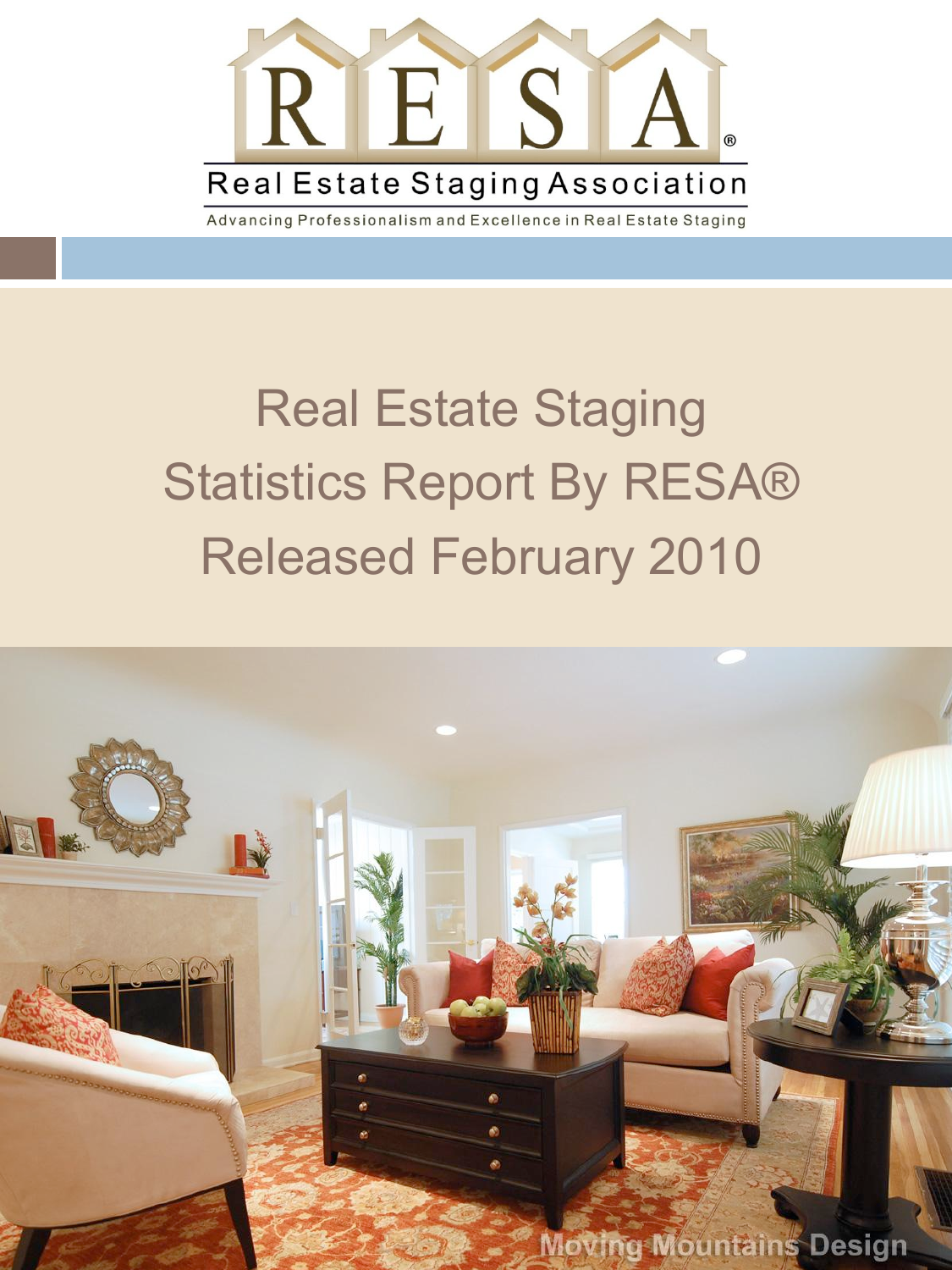R E S A ®

Real Estate Staging Association

Advancing Professionalism and Excellence in Real Estate Staging

# Real Estate Staging Statistics Report By RESA® Released February 2010

Moving Mountains Design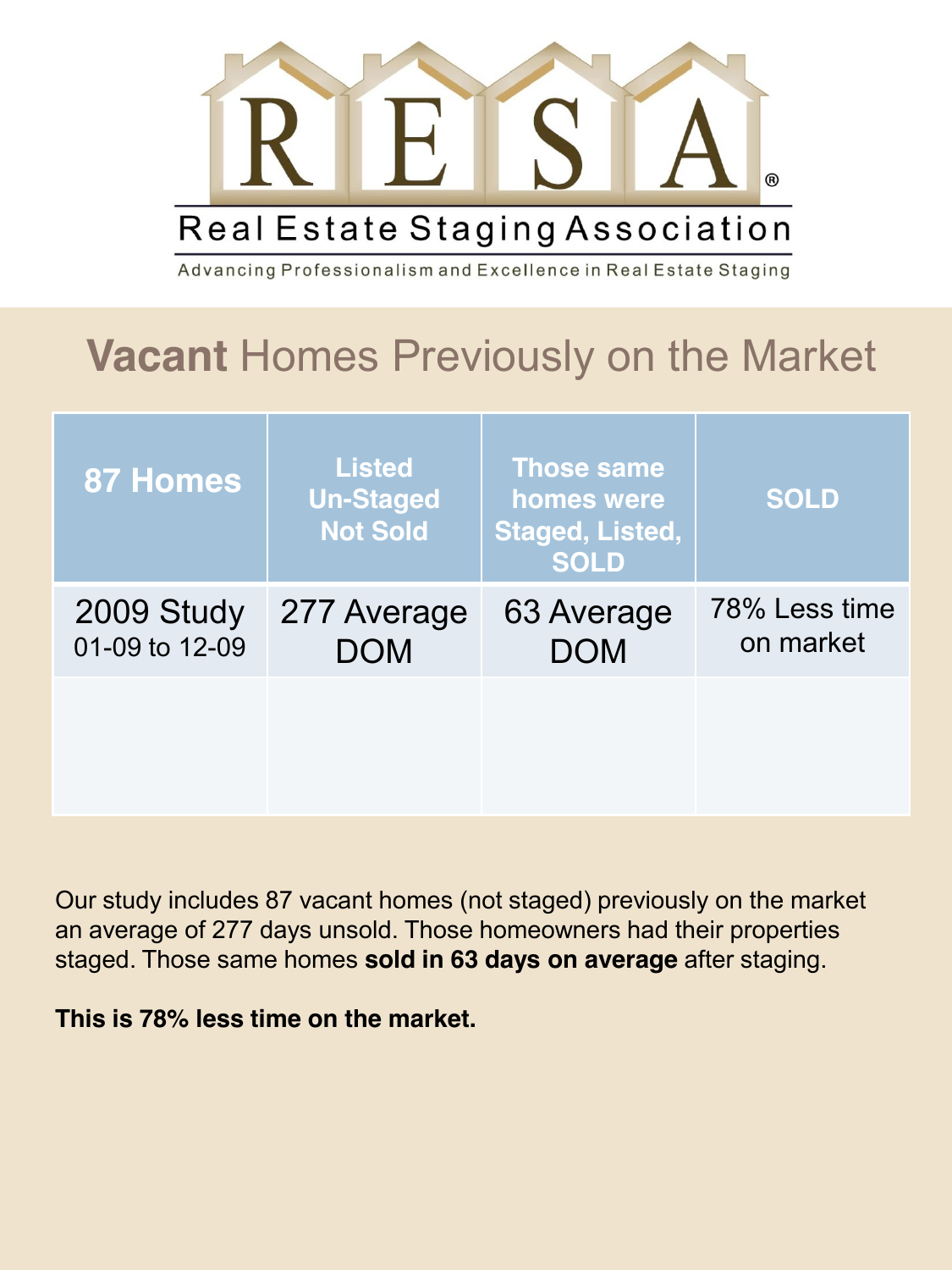# RESA®

## Real Estate Staging Association

Advancing Professionalism and Excellence in Real Estate Staging

## **Vacant** Homes Previously on the Market

| 87 Homes | Listed Un-Staged Not Sold | Those same homes were Staged, Listed, SOLD | SOLD |
|---|---|---|---|
| 2009 Study 01-09 to 12-09 | 277 Average DOM | 63 Average DOM | 78% Less time on market |
| | | | |

Our study includes 87 vacant homes (not staged) previously on the market an average of 277 days unsold. Those homeowners had their properties staged. Those same homes **sold in 63 days on average** after staging.

**This is 78% less time on the market.**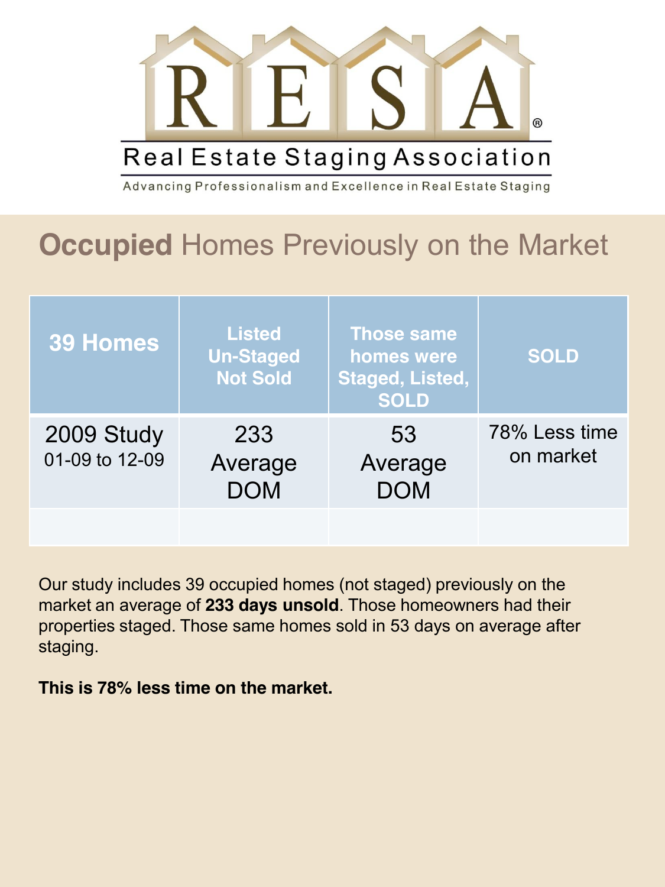RESA®

Real Estate Staging Association

Advancing Professionalism and Excellence in Real Estate Staging

# **Occupied** Homes Previously on the Market

| 39 Homes | Listed Un-Staged Not Sold | Those same homes were Staged, Listed, SOLD | SOLD |
|---|---|---|---|
| 2009 Study 01-09 to 12-09 | 233 Average DOM | 53 Average DOM | 78% Less time on market |
| | | | |

Our study includes 39 occupied homes (not staged) previously on the market an average of **233 days unsold**. Those homeowners had their properties staged. Those same homes sold in 53 days on average after staging.

**This is 78% less time on the market.**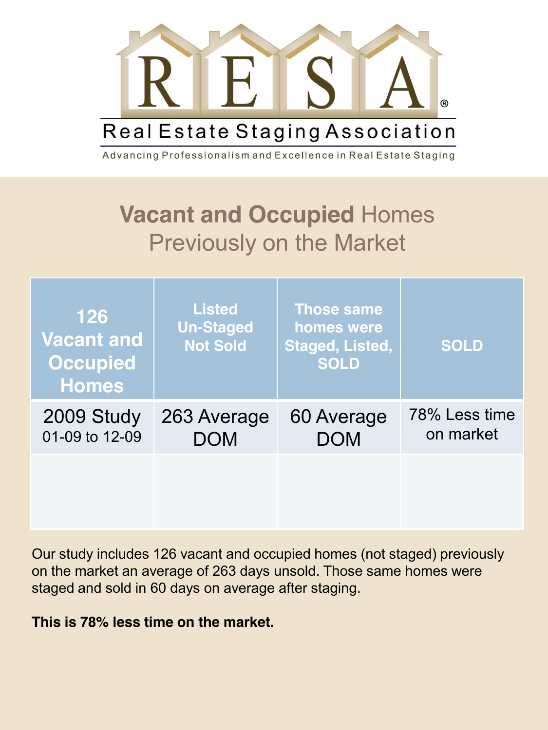# RESA®

Real Estate Staging Association

Advancing Professionalism and Excellence in Real Estate Staging

## **Vacant and Occupied** Homes Previously on the Market

| 126 Vacant and Occupied Homes | Listed Un-Staged Not Sold | Those same homes were Staged, Listed, SOLD | SOLD |
|---|---|---|---|
| 2009 Study 01-09 to 12-09 | 263 Average DOM | 60 Average DOM | 78% Less time on market |
| | | | |

Our study includes 126 vacant and occupied homes (not staged) previously on the market an average of 263 days unsold. Those same homes were staged and sold in 60 days on average after staging.

**This is 78% less time on the market.**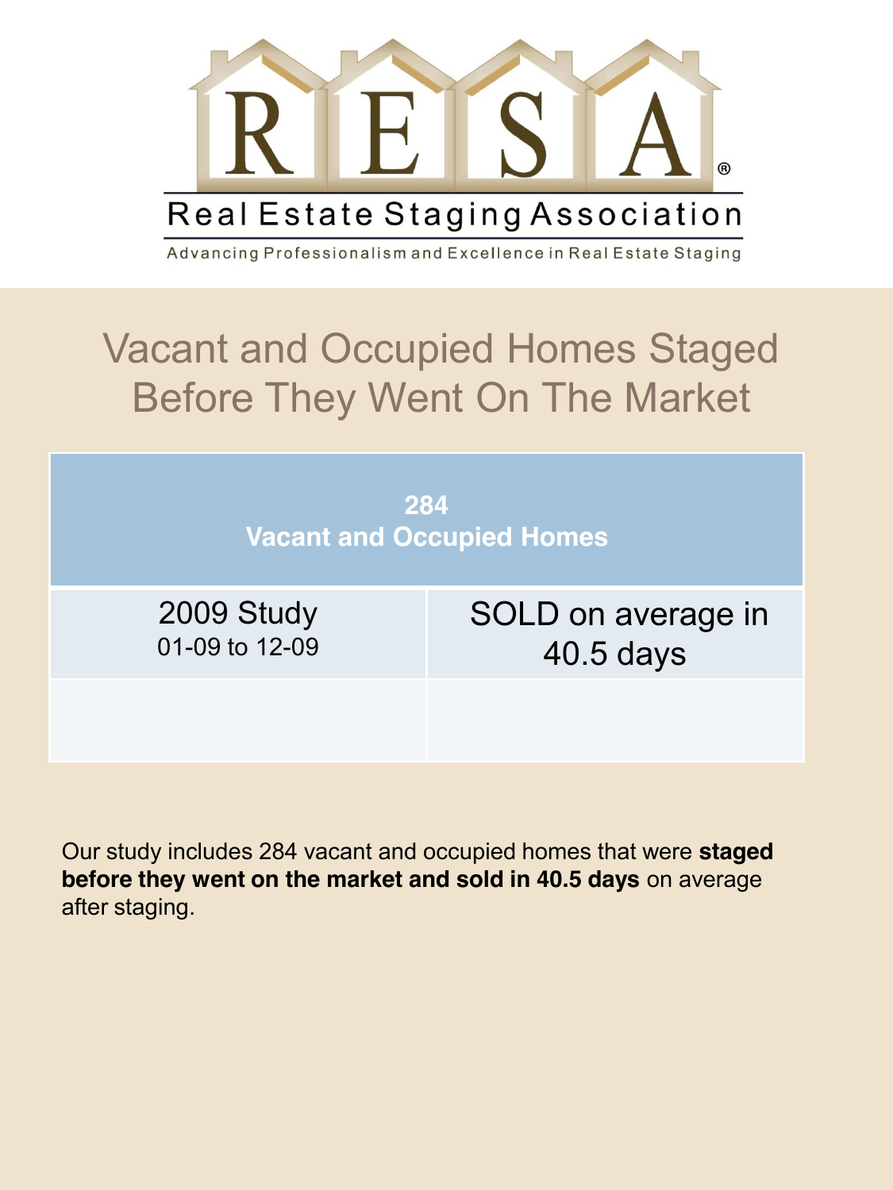# RESA®

Real Estate Staging Association

Advancing Professionalism and Excellence in Real Estate Staging

## Vacant and Occupied Homes Staged Before They Went On The Market

| 284 Vacant and Occupied Homes | |
|---|---|
| 2009 Study 01-09 to 12-09 | SOLD on average in 40.5 days |
| | |

Our study includes 284 vacant and occupied homes that were **staged before they went on the market and sold in 40.5 days** on average after staging.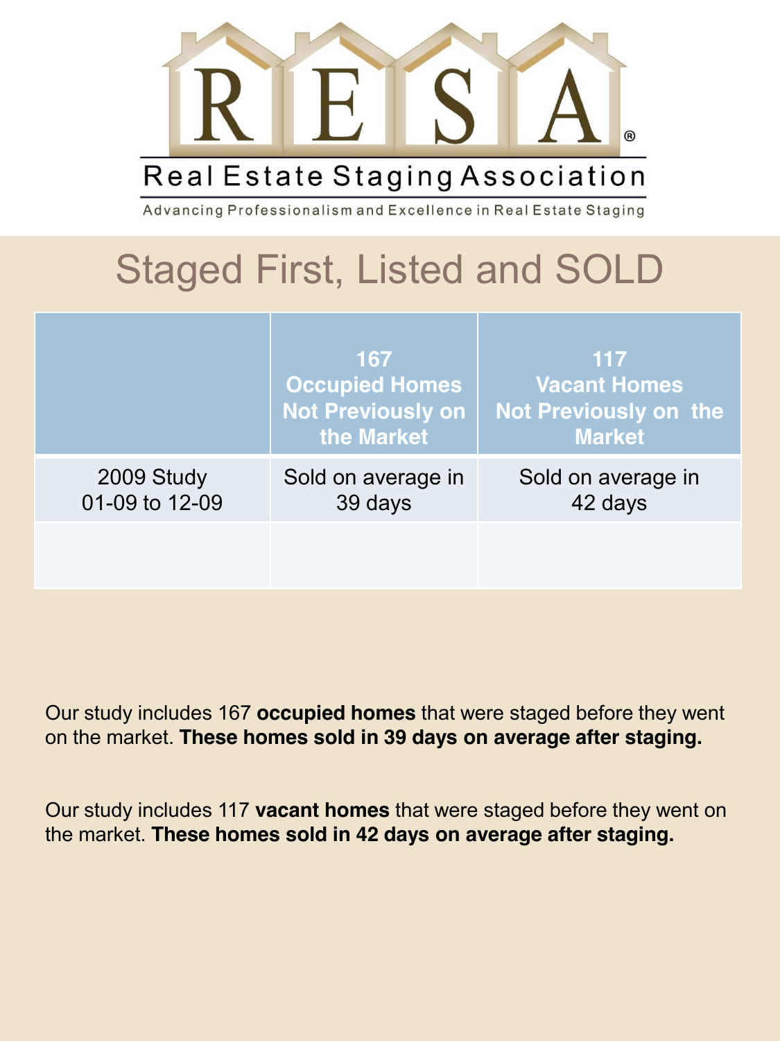# Real Estate Staging Association

Advancing Professionalism and Excellence in Real Estate Staging

## Staged First, Listed and SOLD

| | 167 Occupied Homes Not Previously on the Market | 117 Vacant Homes Not Previously on the Market |
|---|---|---|
| 2009 Study 01-09 to 12-09 | Sold on average in 39 days | Sold on average in 42 days |
| | | |

Our study includes 167 **occupied homes** that were staged before they went on the market. **These homes sold in 39 days on average after staging.**

Our study includes 117 **vacant homes** that were staged before they went on the market. **These homes sold in 42 days on average after staging.**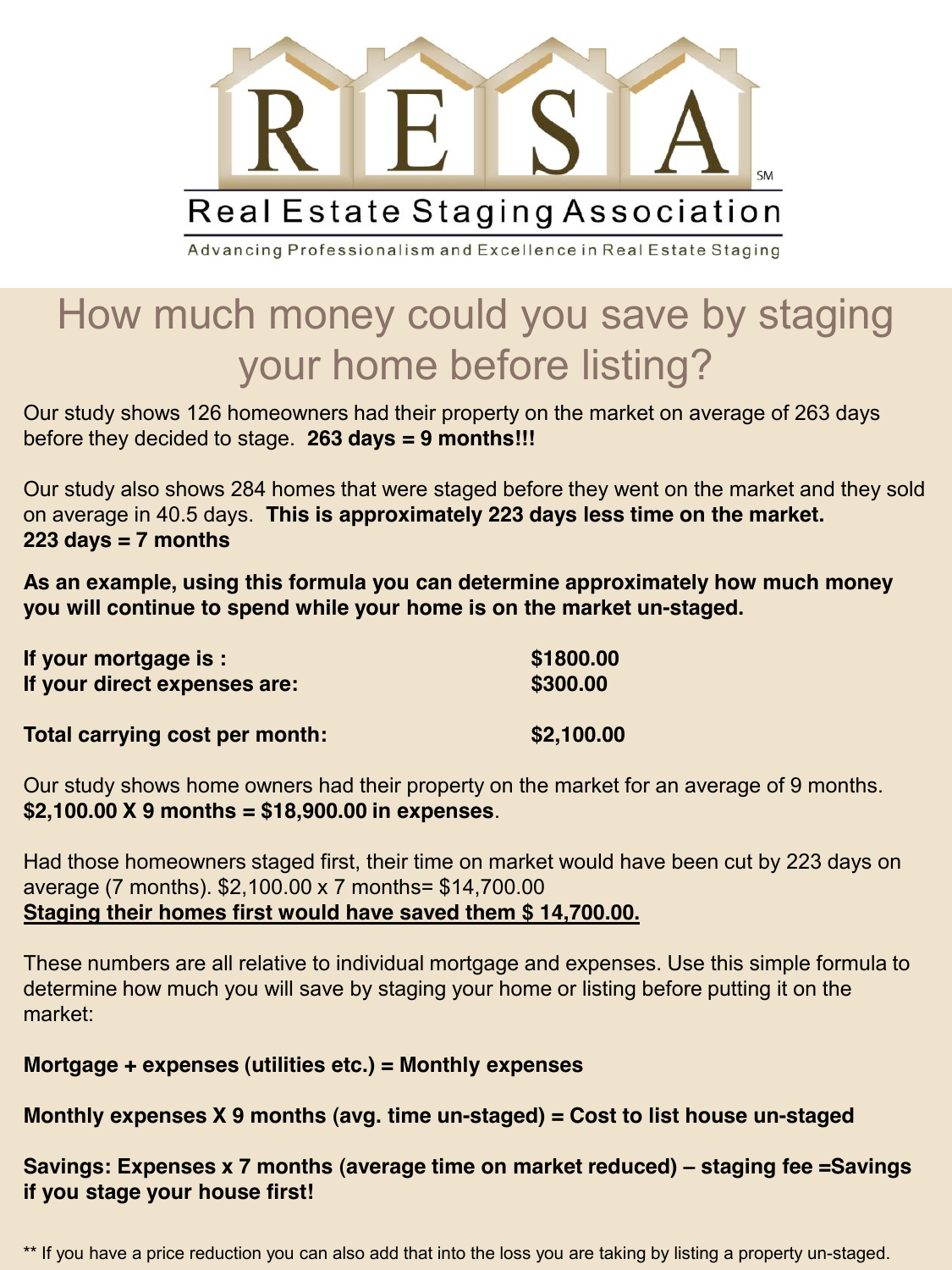# RESA

**Real Estate Staging Association**

Advancing Professionalism and Excellence in Real Estate Staging

## How much money could you save by staging your home before listing?

Our study shows 126 homeowners had their property on the market on average of 263 days before they decided to stage. **263 days = 9 months!!!**

Our study also shows 284 homes that were staged before they went on the market and they sold on average in 40.5 days. **This is approximately 223 days less time on the market. 223 days = 7 months**

**As an example, using this formula you can determine approximately how much money you will continue to spend while your home is on the market un-staged.**

| | |
|---|---|
| **If your mortgage is :** | **$1800.00** |
| **If your direct expenses are:** | **$300.00** |
| **Total carrying cost per month:** | **$2,100.00** |

Our study shows home owners had their property on the market for an average of 9 months. **$2,100.00 X 9 months = $18,900.00 in expenses**.

Had those homeowners staged first, their time on market would have been cut by 223 days on average (7 months). $2,100.00 x 7 months= $14,700.00
**Staging their homes first would have saved them $ 14,700.00.**

These numbers are all relative to individual mortgage and expenses. Use this simple formula to determine how much you will save by staging your home or listing before putting it on the market:

**Mortgage + expenses (utilities etc.) = Monthly expenses**

**Monthly expenses X 9 months (avg. time un-staged) = Cost to list house un-staged**

**Savings: Expenses x 7 months (average time on market reduced) – staging fee =Savings if you stage your house first!**

** If you have a price reduction you can also add that into the loss you are taking by listing a property un-staged.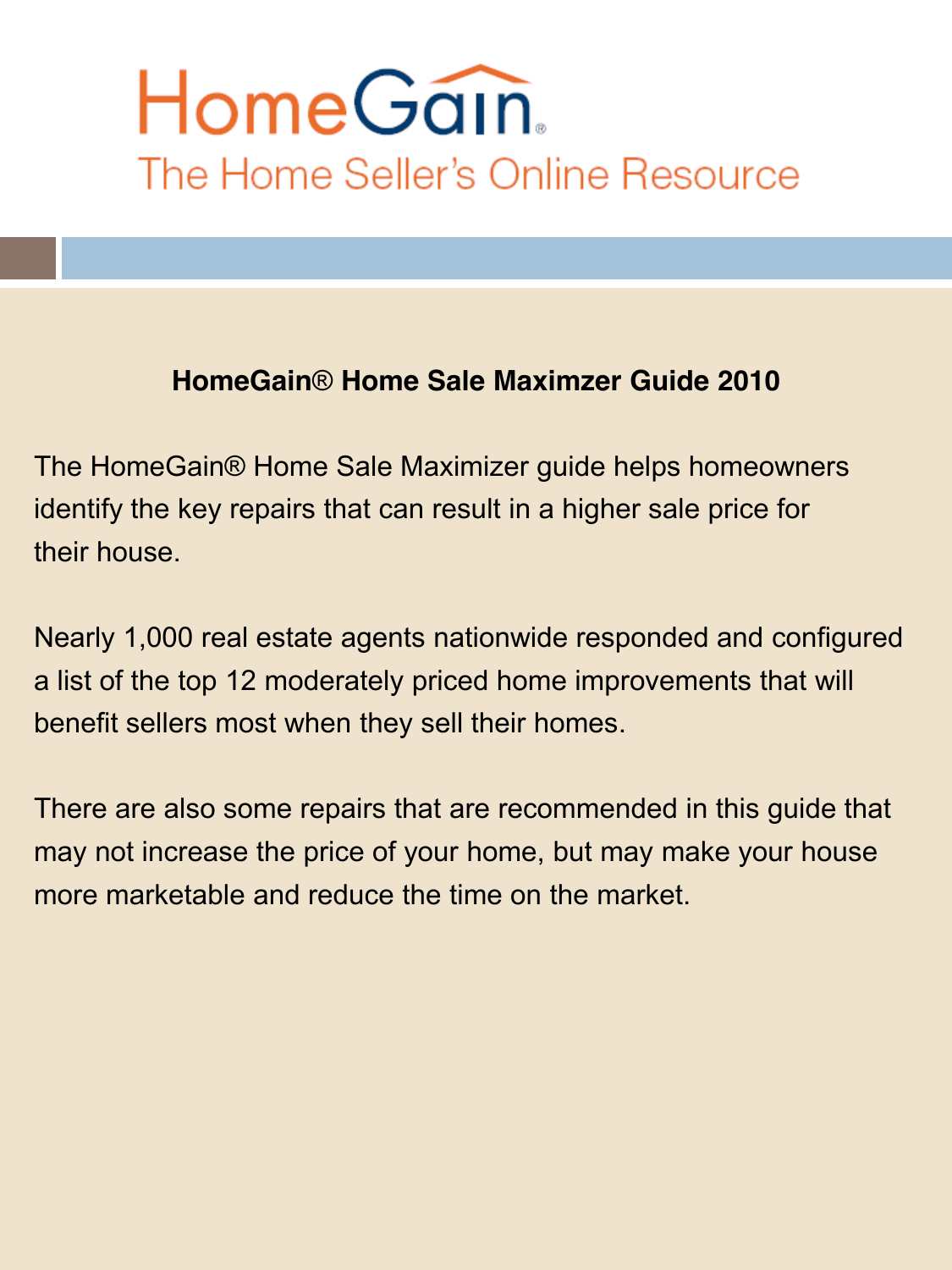# HomeGain

The Home Seller's Online Resource

## HomeGain® Home Sale Maximzer Guide 2010

The HomeGain® Home Sale Maximizer guide helps homeowners identify the key repairs that can result in a higher sale price for their house.

Nearly 1,000 real estate agents nationwide responded and configured a list of the top 12 moderately priced home improvements that will benefit sellers most when they sell their homes.

There are also some repairs that are recommended in this guide that may not increase the price of your home, but may make your house more marketable and reduce the time on the market.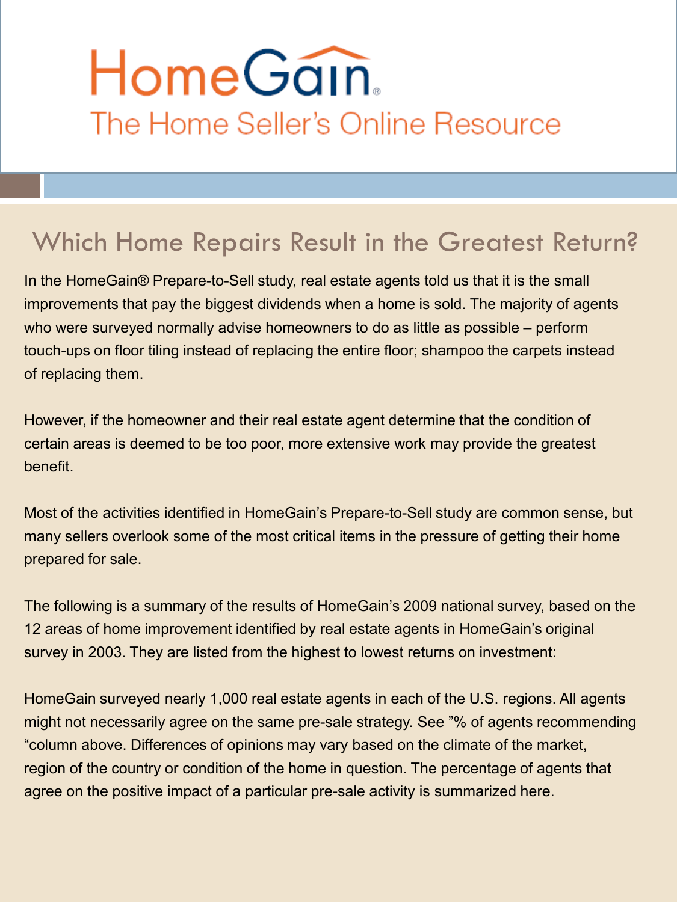# HomeGain

The Home Seller's Online Resource

## Which Home Repairs Result in the Greatest Return?

In the HomeGain® Prepare-to-Sell study, real estate agents told us that it is the small improvements that pay the biggest dividends when a home is sold. The majority of agents who were surveyed normally advise homeowners to do as little as possible – perform touch-ups on floor tiling instead of replacing the entire floor; shampoo the carpets instead of replacing them.

However, if the homeowner and their real estate agent determine that the condition of certain areas is deemed to be too poor, more extensive work may provide the greatest benefit.

Most of the activities identified in HomeGain's Prepare-to-Sell study are common sense, but many sellers overlook some of the most critical items in the pressure of getting their home prepared for sale.

The following is a summary of the results of HomeGain's 2009 national survey, based on the 12 areas of home improvement identified by real estate agents in HomeGain's original survey in 2003. They are listed from the highest to lowest returns on investment:

HomeGain surveyed nearly 1,000 real estate agents in each of the U.S. regions. All agents might not necessarily agree on the same pre-sale strategy. See "% of agents recommending "column above. Differences of opinions may vary based on the climate of the market, region of the country or condition of the home in question. The percentage of agents that agree on the positive impact of a particular pre-sale activity is summarized here.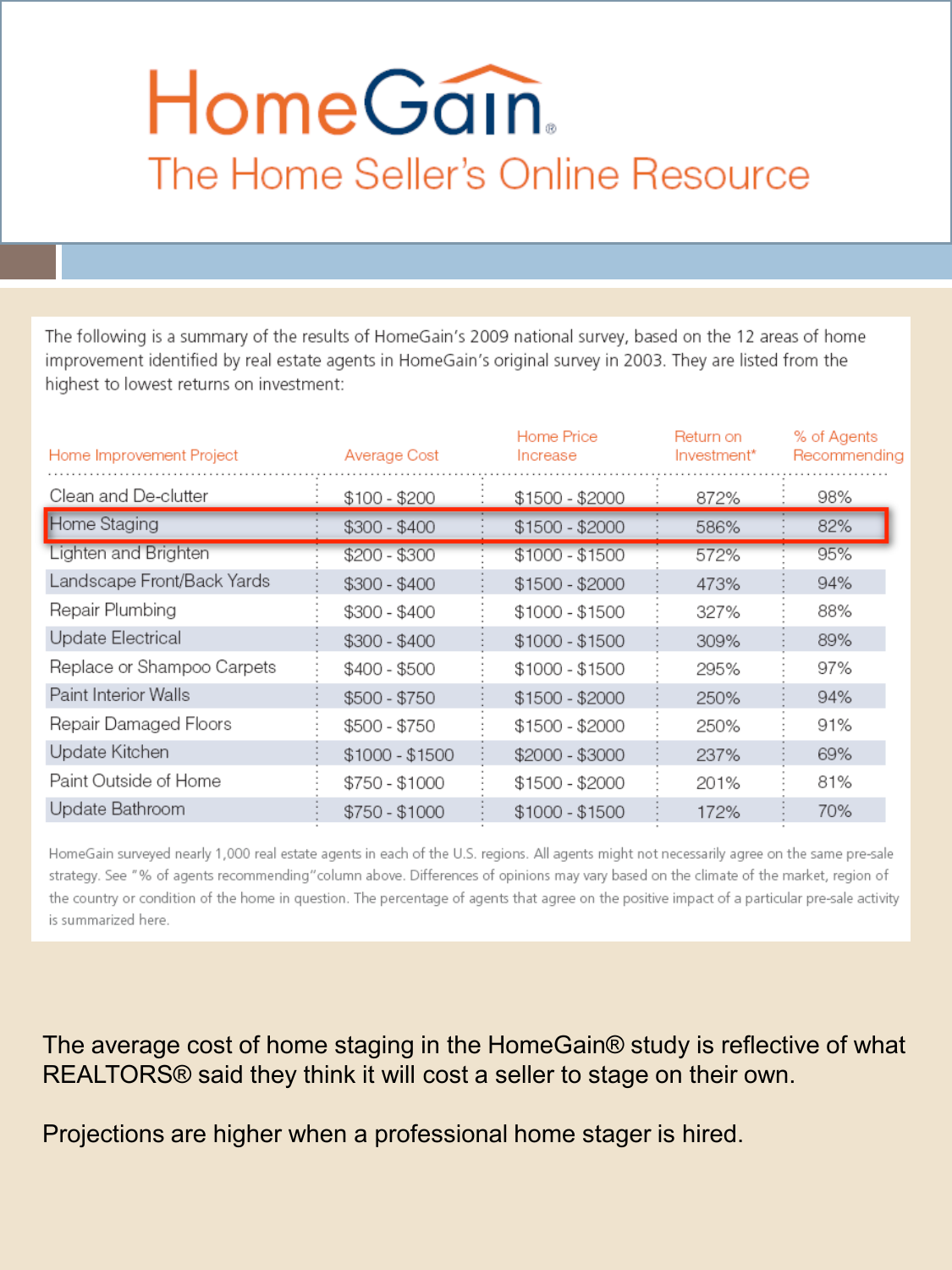# HomeGain

## The Home Seller's Online Resource

The following is a summary of the results of HomeGain's 2009 national survey, based on the 12 areas of home improvement identified by real estate agents in HomeGain's original survey in 2003. They are listed from the highest to lowest returns on investment:

| Home Improvement Project | Average Cost | Home Price Increase | Return on Investment* | % of Agents Recommending |
|---|---|---|---|---|
| Clean and De-clutter | $100 - $200 | $1500 - $2000 | 872% | 98% |
| Home Staging | $300 - $400 | $1500 - $2000 | 586% | 82% |
| Lighten and Brighten | $200 - $300 | $1000 - $1500 | 572% | 95% |
| Landscape Front/Back Yards | $300 - $400 | $1500 - $2000 | 473% | 94% |
| Repair Plumbing | $300 - $400 | $1000 - $1500 | 327% | 88% |
| Update Electrical | $300 - $400 | $1000 - $1500 | 309% | 89% |
| Replace or Shampoo Carpets | $400 - $500 | $1000 - $1500 | 295% | 97% |
| Paint Interior Walls | $500 - $750 | $1500 - $2000 | 250% | 94% |
| Repair Damaged Floors | $500 - $750 | $1500 - $2000 | 250% | 91% |
| Update Kitchen | $1000 - $1500 | $2000 - $3000 | 237% | 69% |
| Paint Outside of Home | $750 - $1000 | $1500 - $2000 | 201% | 81% |
| Update Bathroom | $750 - $1000 | $1000 - $1500 | 172% | 70% |

HomeGain surveyed nearly 1,000 real estate agents in each of the U.S. regions. All agents might not necessarily agree on the same pre-sale strategy. See "% of agents recommending" column above. Differences of opinions may vary based on the climate of the market, region of the country or condition of the home in question. The percentage of agents that agree on the positive impact of a particular pre-sale activity is summarized here.

The average cost of home staging in the HomeGain® study is reflective of what REALTORS® said they think it will cost a seller to stage on their own.

Projections are higher when a professional home stager is hired.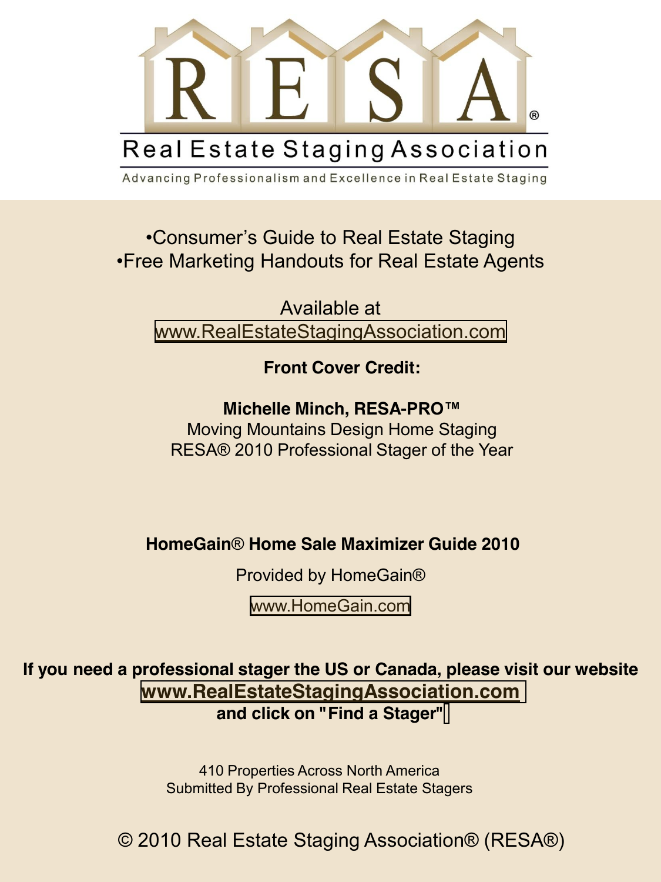# RESA®

## Real Estate Staging Association

Advancing Professionalism and Excellence in Real Estate Staging

- Consumer's Guide to Real Estate Staging
- Free Marketing Handouts for Real Estate Agents

Available at
www.RealEstateStagingAssociation.com

**Front Cover Credit:**

**Michelle Minch, RESA-PRO™**
Moving Mountains Design Home Staging
RESA® 2010 Professional Stager of the Year

**HomeGain® Home Sale Maximizer Guide 2010**

Provided by HomeGain®

www.HomeGain.com

**If you need a professional stager the US or Canada, please visit our website**
**www.RealEstateStagingAssociation.com**
**and click on "Find a Stager"**

410 Properties Across North America
Submitted By Professional Real Estate Stagers

© 2010 Real Estate Staging Association® (RESA®)